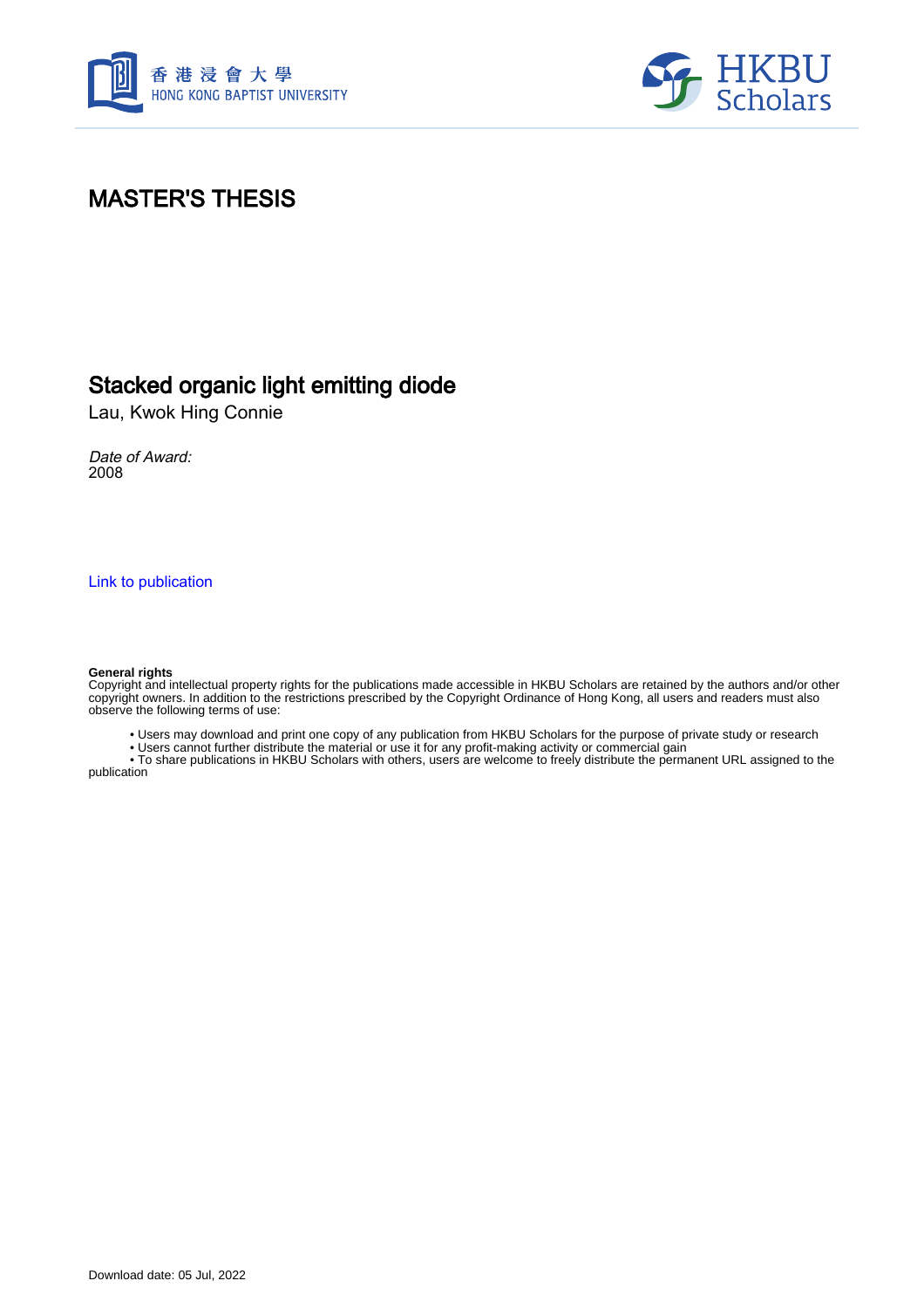香港浸會大學
HONG KONG BAPTIST UNIVERSITY

HKBU Scholars

# MASTER'S THESIS

## Stacked organic light emitting diode

Lau, Kwok Hing Connie

*Date of Award:*
2008

Link to publication

**General rights**
Copyright and intellectual property rights for the publications made accessible in HKBU Scholars are retained by the authors and/or other copyright owners. In addition to the restrictions prescribed by the Copyright Ordinance of Hong Kong, all users and readers must also observe the following terms of use:

- Users may download and print one copy of any publication from HKBU Scholars for the purpose of private study or research
- Users cannot further distribute the material or use it for any profit-making activity or commercial gain
- To share publications in HKBU Scholars with others, users are welcome to freely distribute the permanent URL assigned to the publication

Download date: 05 Jul, 2022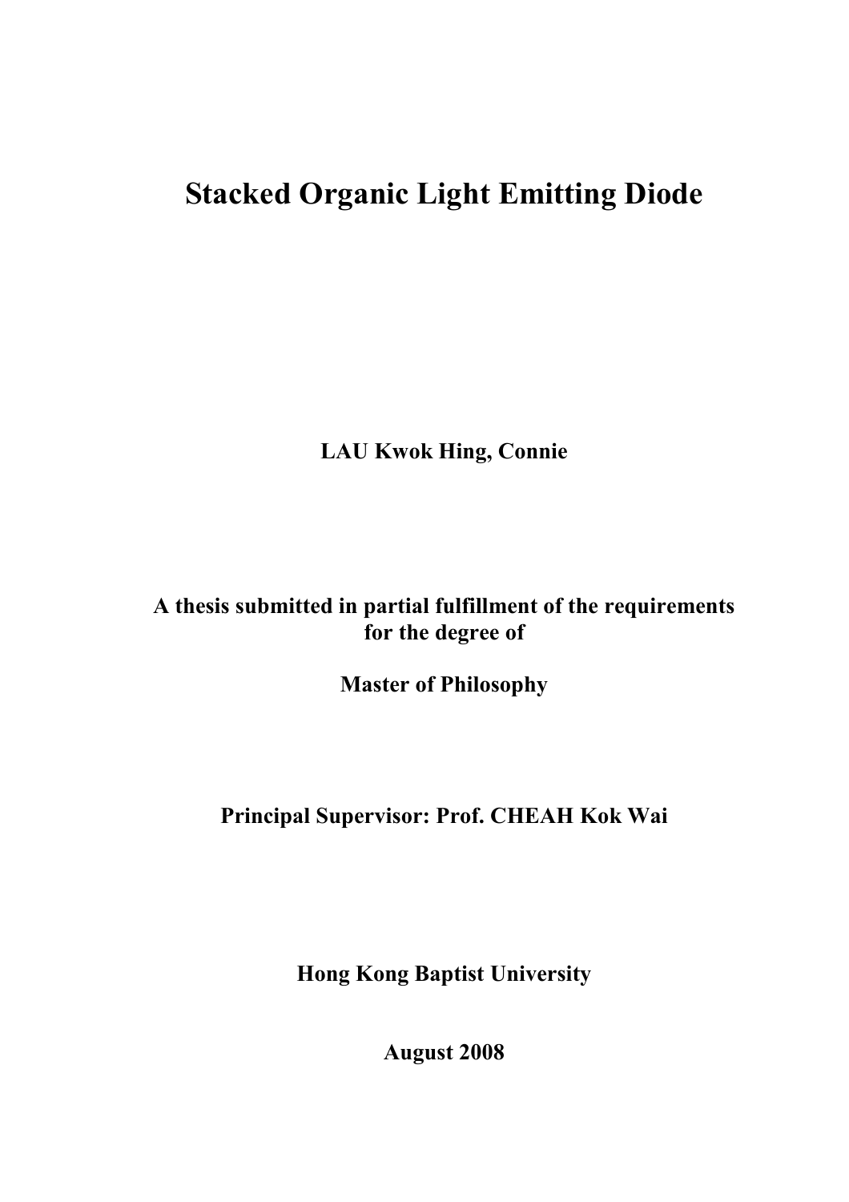# Stacked Organic Light Emitting Diode

**LAU Kwok Hing, Connie**

**A thesis submitted in partial fulfillment of the requirements for the degree of**

**Master of Philosophy**

**Principal Supervisor: Prof. CHEAH Kok Wai**

**Hong Kong Baptist University**

**August 2008**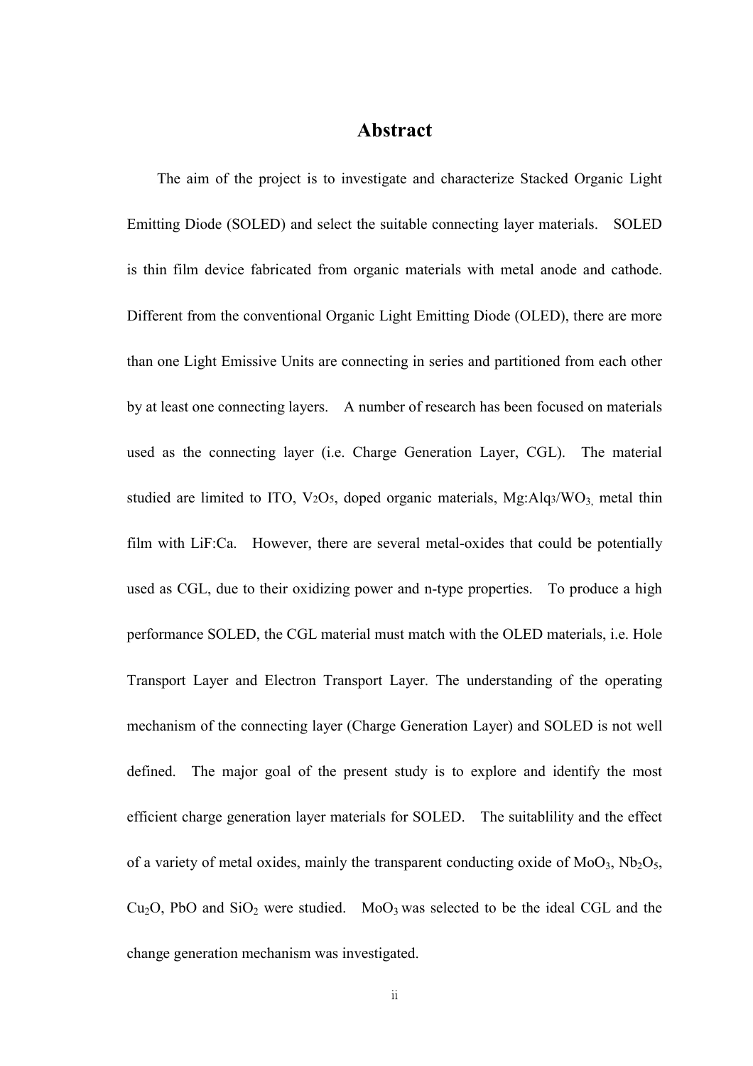# Abstract

The aim of the project is to investigate and characterize Stacked Organic Light Emitting Diode (SOLED) and select the suitable connecting layer materials. SOLED is thin film device fabricated from organic materials with metal anode and cathode. Different from the conventional Organic Light Emitting Diode (OLED), there are more than one Light Emissive Units are connecting in series and partitioned from each other by at least one connecting layers. A number of research has been focused on materials used as the connecting layer (i.e. Charge Generation Layer, CGL). The material studied are limited to ITO, $V_2O_5$, doped organic materials, Mg:$Alq_3$/$WO_3$, metal thin film with LiF:Ca. However, there are several metal-oxides that could be potentially used as CGL, due to their oxidizing power and n-type properties. To produce a high performance SOLED, the CGL material must match with the OLED materials, i.e. Hole Transport Layer and Electron Transport Layer. The understanding of the operating mechanism of the connecting layer (Charge Generation Layer) and SOLED is not well defined. The major goal of the present study is to explore and identify the most efficient charge generation layer materials for SOLED. The suitablility and the effect of a variety of metal oxides, mainly the transparent conducting oxide of $MoO_3$, $Nb_2O_5$, $Cu_2O$, PbO and $SiO_2$ were studied. $MoO_3$ was selected to be the ideal CGL and the change generation mechanism was investigated.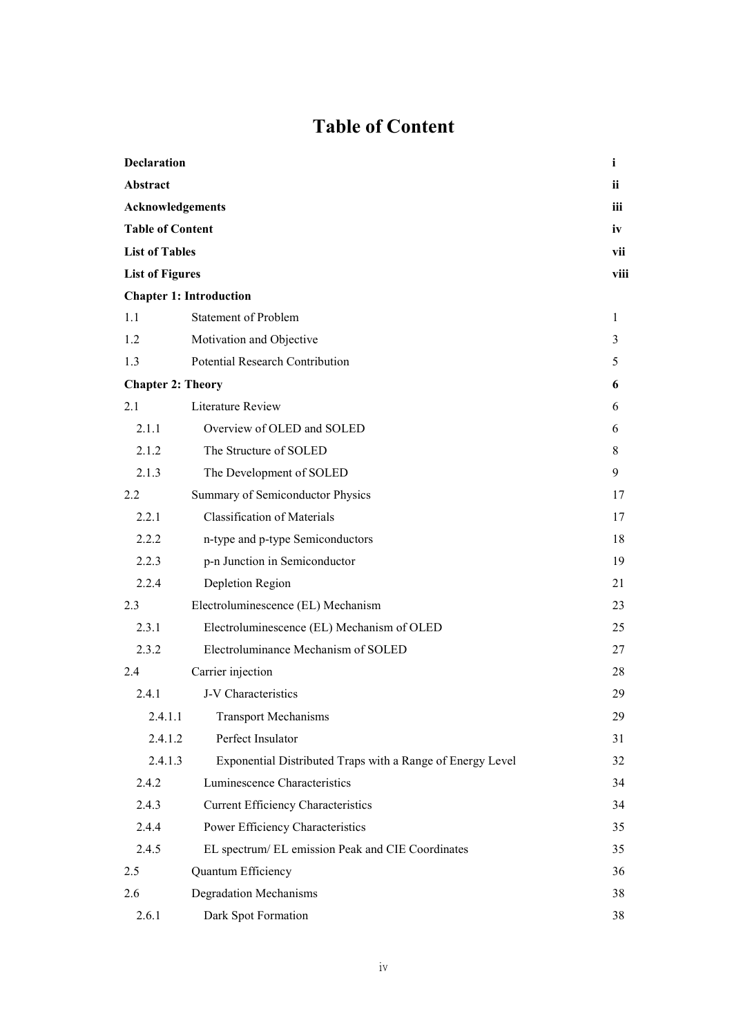# Table of Content

| | | |
|---|---|---|
| **Declaration** | | **i** |
| **Abstract** | | **ii** |
| **Acknowledgements** | | **iii** |
| **Table of Content** | | **iv** |
| **List of Tables** | | **vii** |
| **List of Figures** | | **viii** |
| **Chapter 1: Introduction** | | |
| 1.1 | Statement of Problem | 1 |
| 1.2 | Motivation and Objective | 3 |
| 1.3 | Potential Research Contribution | 5 |
| **Chapter 2: Theory** | | **6** |
| 2.1 | Literature Review | 6 |
| 2.1.1 | Overview of OLED and SOLED | 6 |
| 2.1.2 | The Structure of SOLED | 8 |
| 2.1.3 | The Development of SOLED | 9 |
| 2.2 | Summary of Semiconductor Physics | 17 |
| 2.2.1 | Classification of Materials | 17 |
| 2.2.2 | n-type and p-type Semiconductors | 18 |
| 2.2.3 | p-n Junction in Semiconductor | 19 |
| 2.2.4 | Depletion Region | 21 |
| 2.3 | Electroluminescence (EL) Mechanism | 23 |
| 2.3.1 | Electroluminescence (EL) Mechanism of OLED | 25 |
| 2.3.2 | Electroluminance Mechanism of SOLED | 27 |
| 2.4 | Carrier injection | 28 |
| 2.4.1 | J-V Characteristics | 29 |
| 2.4.1.1 | Transport Mechanisms | 29 |
| 2.4.1.2 | Perfect Insulator | 31 |
| 2.4.1.3 | Exponential Distributed Traps with a Range of Energy Level | 32 |
| 2.4.2 | Luminescence Characteristics | 34 |
| 2.4.3 | Current Efficiency Characteristics | 34 |
| 2.4.4 | Power Efficiency Characteristics | 35 |
| 2.4.5 | EL spectrum/ EL emission Peak and CIE Coordinates | 35 |
| 2.5 | Quantum Efficiency | 36 |
| 2.6 | Degradation Mechanisms | 38 |
| 2.6.1 | Dark Spot Formation | 38 |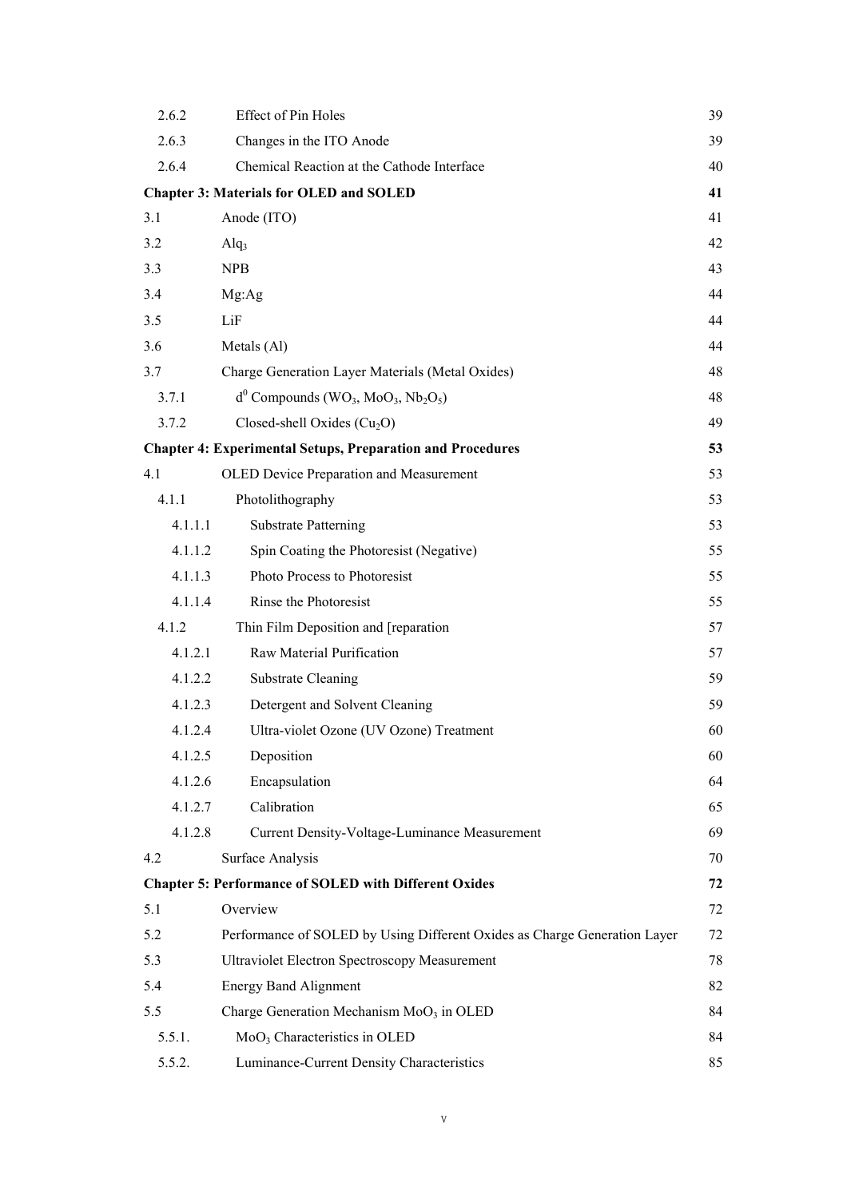| | | |
|---|---|---|
| 2.6.2 | Effect of Pin Holes | 39 |
| 2.6.3 | Changes in the ITO Anode | 39 |
| 2.6.4 | Chemical Reaction at the Cathode Interface | 40 |
| **Chapter 3: Materials for OLED and SOLED** | | **41** |
| 3.1 | Anode (ITO) | 41 |
| 3.2 | $Alq_3$ | 42 |
| 3.3 | NPB | 43 |
| 3.4 | Mg:Ag | 44 |
| 3.5 | LiF | 44 |
| 3.6 | Metals (Al) | 44 |
| 3.7 | Charge Generation Layer Materials (Metal Oxides) | 48 |
| 3.7.1 | $d^0$ Compounds ($WO_3$, $MoO_3$, $Nb_2O_5$) | 48 |
| 3.7.2 | Closed-shell Oxides ($Cu_2O$) | 49 |
| **Chapter 4: Experimental Setups, Preparation and Procedures** | | **53** |
| 4.1 | OLED Device Preparation and Measurement | 53 |
| 4.1.1 | Photolithography | 53 |
| 4.1.1.1 | Substrate Patterning | 53 |
| 4.1.1.2 | Spin Coating the Photoresist (Negative) | 55 |
| 4.1.1.3 | Photo Process to Photoresist | 55 |
| 4.1.1.4 | Rinse the Photoresist | 55 |
| 4.1.2 | Thin Film Deposition and [reparation | 57 |
| 4.1.2.1 | Raw Material Purification | 57 |
| 4.1.2.2 | Substrate Cleaning | 59 |
| 4.1.2.3 | Detergent and Solvent Cleaning | 59 |
| 4.1.2.4 | Ultra-violet Ozone (UV Ozone) Treatment | 60 |
| 4.1.2.5 | Deposition | 60 |
| 4.1.2.6 | Encapsulation | 64 |
| 4.1.2.7 | Calibration | 65 |
| 4.1.2.8 | Current Density-Voltage-Luminance Measurement | 69 |
| 4.2 | Surface Analysis | 70 |
| **Chapter 5: Performance of SOLED with Different Oxides** | | **72** |
| 5.1 | Overview | 72 |
| 5.2 | Performance of SOLED by Using Different Oxides as Charge Generation Layer | 72 |
| 5.3 | Ultraviolet Electron Spectroscopy Measurement | 78 |
| 5.4 | Energy Band Alignment | 82 |
| 5.5 | Charge Generation Mechanism $MoO_3$ in OLED | 84 |
| 5.5.1. | $MoO_3$ Characteristics in OLED | 84 |
| 5.5.2. | Luminance-Current Density Characteristics | 85 |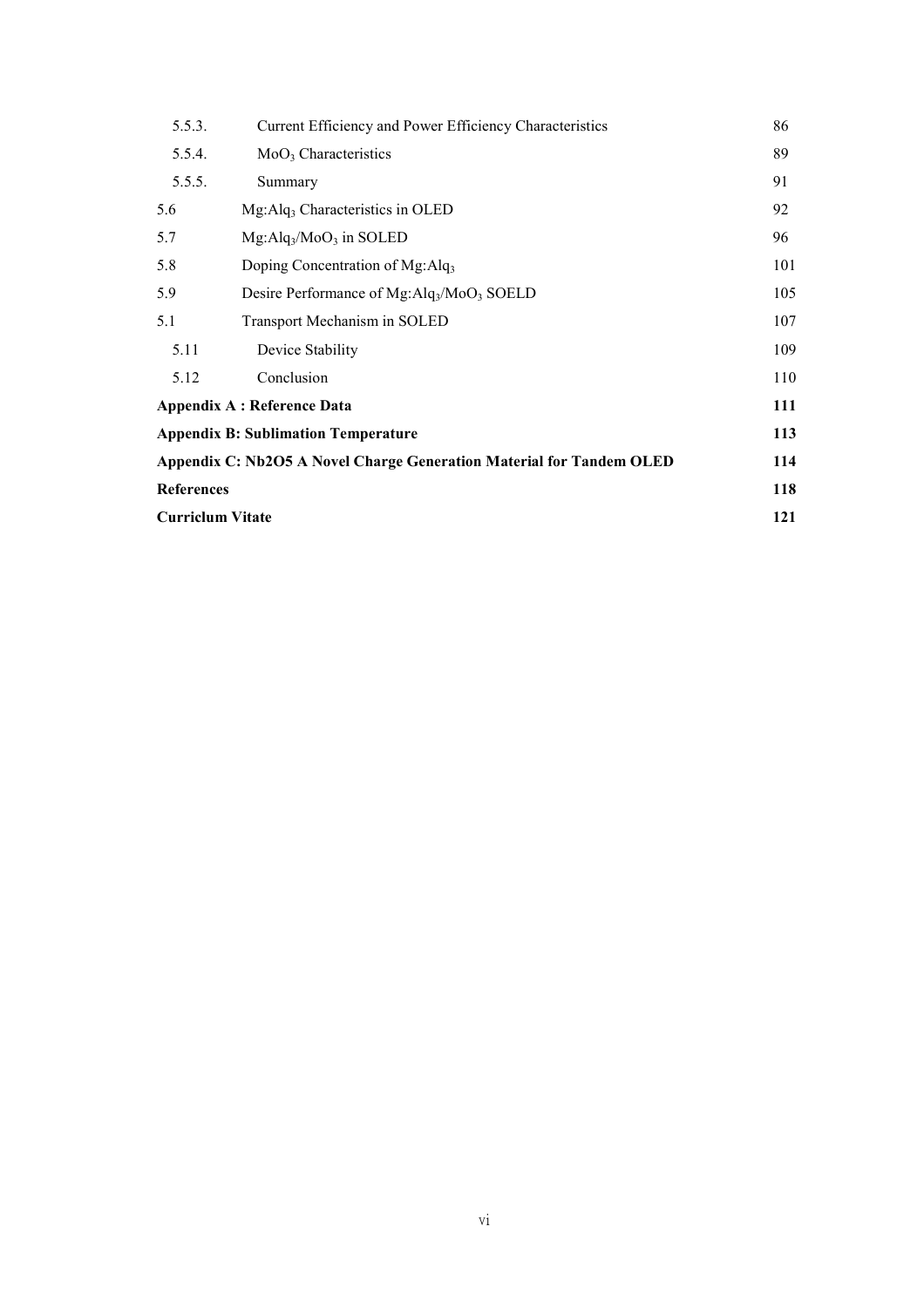| | | |
|---|---|---|
| 5.5.3. | Current Efficiency and Power Efficiency Characteristics | 86 |
| 5.5.4. | $MoO_3$ Characteristics | 89 |
| 5.5.5. | Summary | 91 |
| 5.6 | $Mg:Alq_3$ Characteristics in OLED | 92 |
| 5.7 | $Mg:Alq_3/MoO_3$ in SOLED | 96 |
| 5.8 | Doping Concentration of $Mg:Alq_3$ | 101 |
| 5.9 | Desire Performance of $Mg:Alq_3/MoO_3$ SOELD | 105 |
| 5.1 | Transport Mechanism in SOLED | 107 |
| 5.11 | Device Stability | 109 |
| 5.12 | Conclusion | 110 |
| **Appendix A : Reference Data** | | **111** |
| **Appendix B: Sublimation Temperature** | | **113** |
| **Appendix C: Nb2O5 A Novel Charge Generation Material for Tandem OLED** | | **114** |
| **References** | | **118** |
| **Curriclum Vitate** | | **121** |